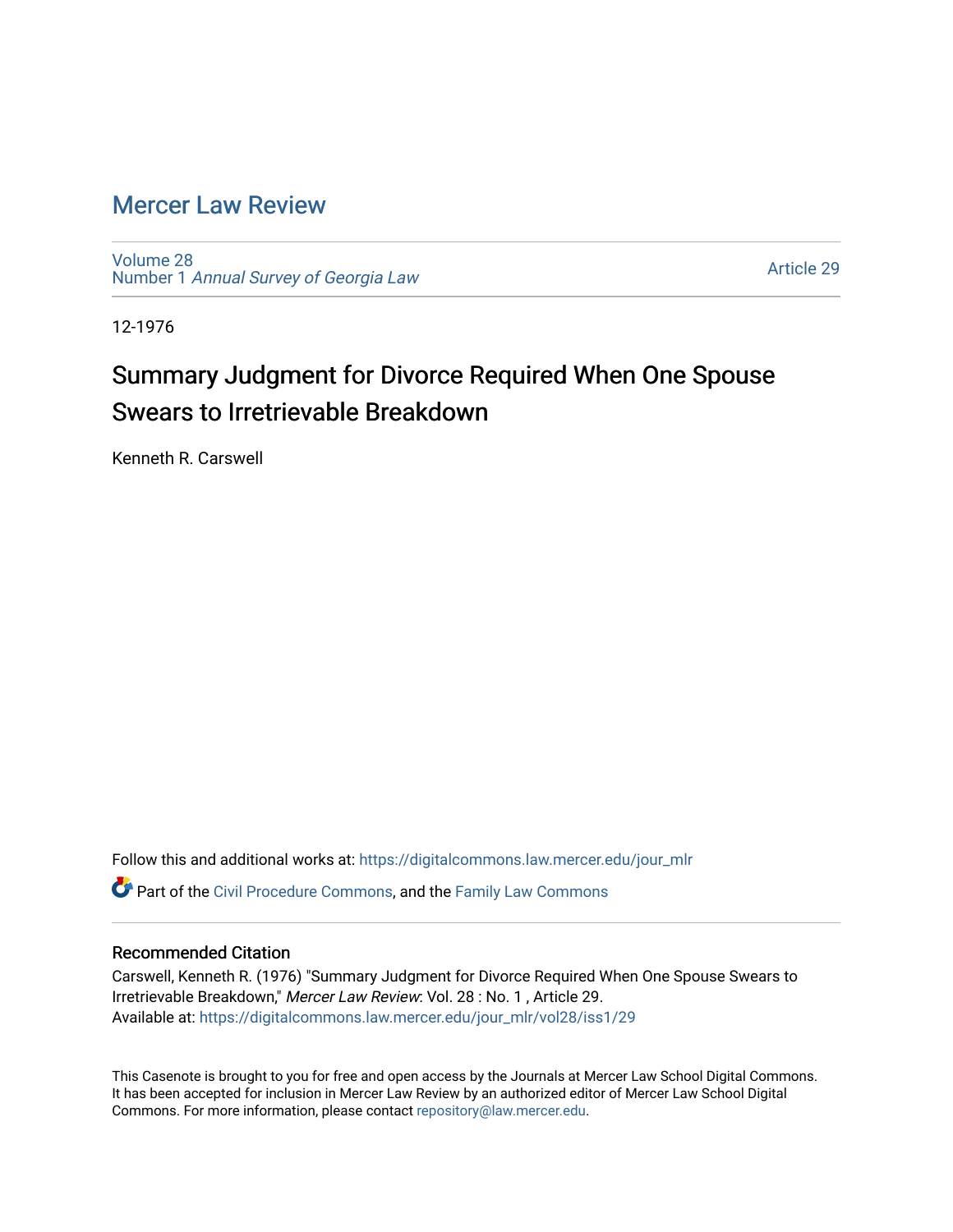# Mercer Law Review

Volume 28
Number 1 *Annual Survey of Georgia Law*

Article 29

12-1976

## Summary Judgment for Divorce Required When One Spouse Swears to Irretrievable Breakdown

Kenneth R. Carswell

Follow this and additional works at: https://digitalcommons.law.mercer.edu/jour_mlr

Part of the Civil Procedure Commons, and the Family Law Commons

### Recommended Citation

Carswell, Kenneth R. (1976) "Summary Judgment for Divorce Required When One Spouse Swears to Irretrievable Breakdown," *Mercer Law Review*: Vol. 28 : No. 1 , Article 29.
Available at: https://digitalcommons.law.mercer.edu/jour_mlr/vol28/iss1/29

This Casenote is brought to you for free and open access by the Journals at Mercer Law School Digital Commons. It has been accepted for inclusion in Mercer Law Review by an authorized editor of Mercer Law School Digital Commons. For more information, please contact repository@law.mercer.edu.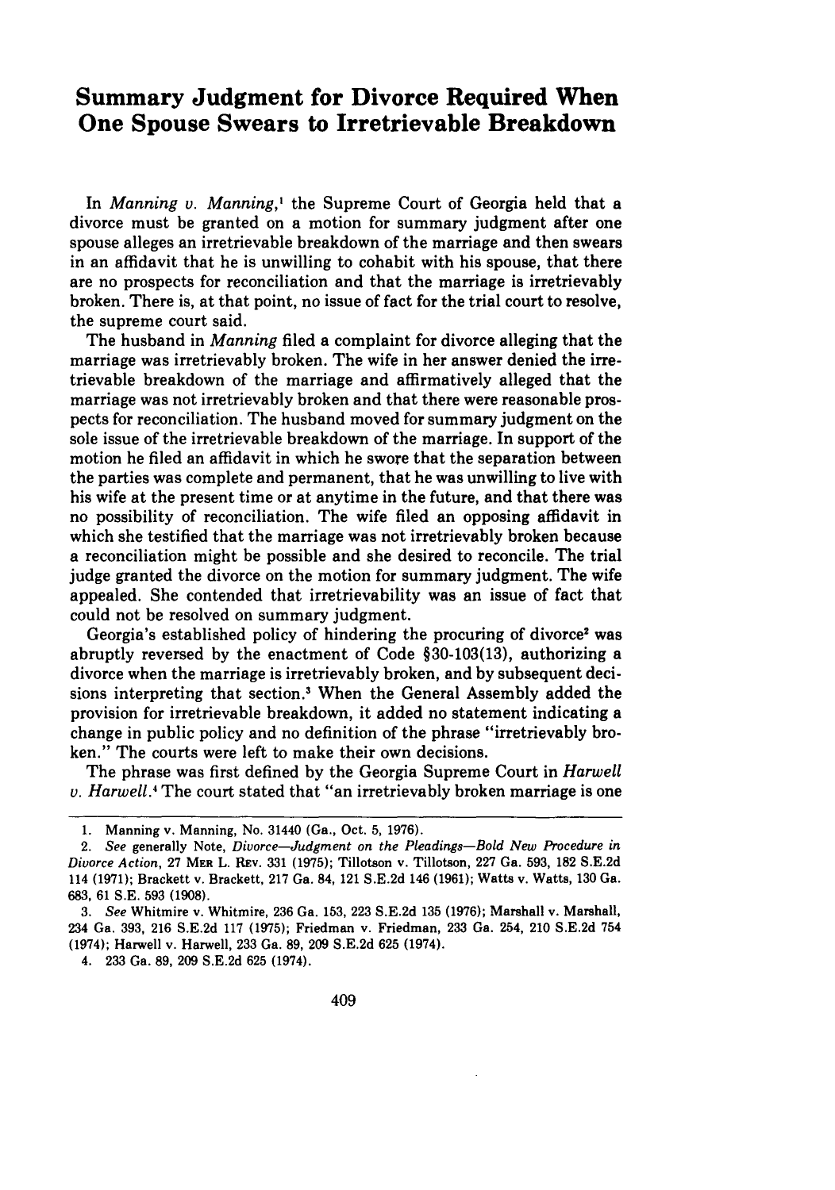# Summary Judgment for Divorce Required When One Spouse Swears to Irretrievable Breakdown

In *Manning v. Manning*,[1] the Supreme Court of Georgia held that a divorce must be granted on a motion for summary judgment after one spouse alleges an irretrievable breakdown of the marriage and then swears in an affidavit that he is unwilling to cohabit with his spouse, that there are no prospects for reconciliation and that the marriage is irretrievably broken. There is, at that point, no issue of fact for the trial court to resolve, the supreme court said.

The husband in *Manning* filed a complaint for divorce alleging that the marriage was irretrievably broken. The wife in her answer denied the irretrievable breakdown of the marriage and affirmatively alleged that the marriage was not irretrievably broken and that there were reasonable prospects for reconciliation. The husband moved for summary judgment on the sole issue of the irretrievable breakdown of the marriage. In support of the motion he filed an affidavit in which he swore that the separation between the parties was complete and permanent, that he was unwilling to live with his wife at the present time or at anytime in the future, and that there was no possibility of reconciliation. The wife filed an opposing affidavit in which she testified that the marriage was not irretrievably broken because a reconciliation might be possible and she desired to reconcile. The trial judge granted the divorce on the motion for summary judgment. The wife appealed. She contended that irretrievability was an issue of fact that could not be resolved on summary judgment.

Georgia's established policy of hindering the procuring of divorce[2] was abruptly reversed by the enactment of Code §30-103(13), authorizing a divorce when the marriage is irretrievably broken, and by subsequent decisions interpreting that section.[3] When the General Assembly added the provision for irretrievable breakdown, it added no statement indicating a change in public policy and no definition of the phrase "irretrievably broken." The courts were left to make their own decisions.

The phrase was first defined by the Georgia Supreme Court in *Harwell v. Harwell*.[4] The court stated that "an irretrievably broken marriage is one

---

1. Manning v. Manning, No. 31440 (Ga., Oct. 5, 1976).

2. *See* generally Note, *Divorce—Judgment on the Pleadings—Bold New Procedure in Divorce Action*, 27 MER L. REV. 331 (1975); Tillotson v. Tillotson, 227 Ga. 593, 182 S.E.2d 114 (1971); Brackett v. Brackett, 217 Ga. 84, 121 S.E.2d 146 (1961); Watts v. Watts, 130 Ga. 683, 61 S.E. 593 (1908).

3. *See* Whitmire v. Whitmire, 236 Ga. 153, 223 S.E.2d 135 (1976); Marshall v. Marshall, 234 Ga. 393, 216 S.E.2d 117 (1975); Friedman v. Friedman, 233 Ga. 254, 210 S.E.2d 754 (1974); Harwell v. Harwell, 233 Ga. 89, 209 S.E.2d 625 (1974).

4. 233 Ga. 89, 209 S.E.2d 625 (1974).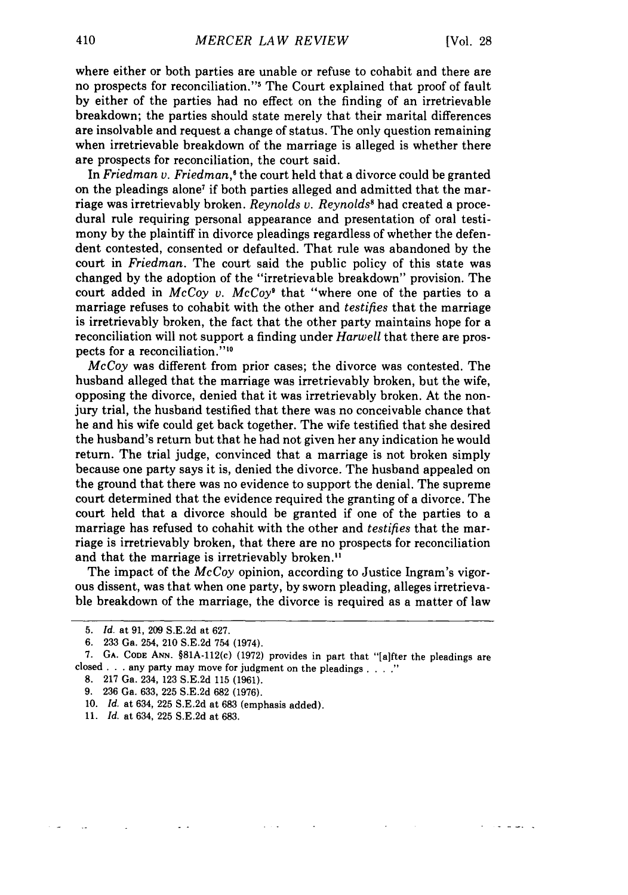where either or both parties are unable or refuse to cohabit and there are no prospects for reconciliation."[5] The Court explained that proof of fault by either of the parties had no effect on the finding of an irretrievable breakdown; the parties should state merely that their marital differences are insolvable and request a change of status. The only question remaining when irretrievable breakdown of the marriage is alleged is whether there are prospects for reconciliation, the court said.

In *Friedman v. Friedman*,[6] the court held that a divorce could be granted on the pleadings alone[7] if both parties alleged and admitted that the marriage was irretrievably broken. *Reynolds v. Reynolds*[8] had created a procedural rule requiring personal appearance and presentation of oral testimony by the plaintiff in divorce pleadings regardless of whether the defendent contested, consented or defaulted. That rule was abandoned by the court in *Friedman*. The court said the public policy of this state was changed by the adoption of the "irretrievable breakdown" provision. The court added in *McCoy v. McCoy*[9] that "where one of the parties to a marriage refuses to cohabit with the other and *testifies* that the marriage is irretrievably broken, the fact that the other party maintains hope for a reconciliation will not support a finding under *Harwell* that there are prospects for a reconciliation."[10]

*McCoy* was different from prior cases; the divorce was contested. The husband alleged that the marriage was irretrievably broken, but the wife, opposing the divorce, denied that it was irretrievably broken. At the non-jury trial, the husband testified that there was no conceivable chance that he and his wife could get back together. The wife testified that she desired the husband's return but that he had not given her any indication he would return. The trial judge, convinced that a marriage is not broken simply because one party says it is, denied the divorce. The husband appealed on the ground that there was no evidence to support the denial. The supreme court determined that the evidence required the granting of a divorce. The court held that a divorce should be granted if one of the parties to a marriage has refused to cohahit with the other and *testifies* that the marriage is irretrievably broken, that there are no prospects for reconciliation and that the marriage is irretrievably broken.[11]

The impact of the *McCoy* opinion, according to Justice Ingram's vigorous dissent, was that when one party, by sworn pleading, alleges irretrievable breakdown of the marriage, the divorce is required as a matter of law

---

5. *Id.* at 91, 209 S.E.2d at 627.

6. 233 Ga. 254, 210 S.E.2d 754 (1974).

7. GA. CODE ANN. §81A-112(c) (1972) provides in part that "[a]fter the pleadings are closed . . . any party may move for judgment on the pleadings . . . ."

8. 217 Ga. 234, 123 S.E.2d 115 (1961).

9. 236 Ga. 633, 225 S.E.2d 682 (1976).

10. *Id.* at 634, 225 S.E.2d at 683 (emphasis added).

11. *Id.* at 634, 225 S.E.2d at 683.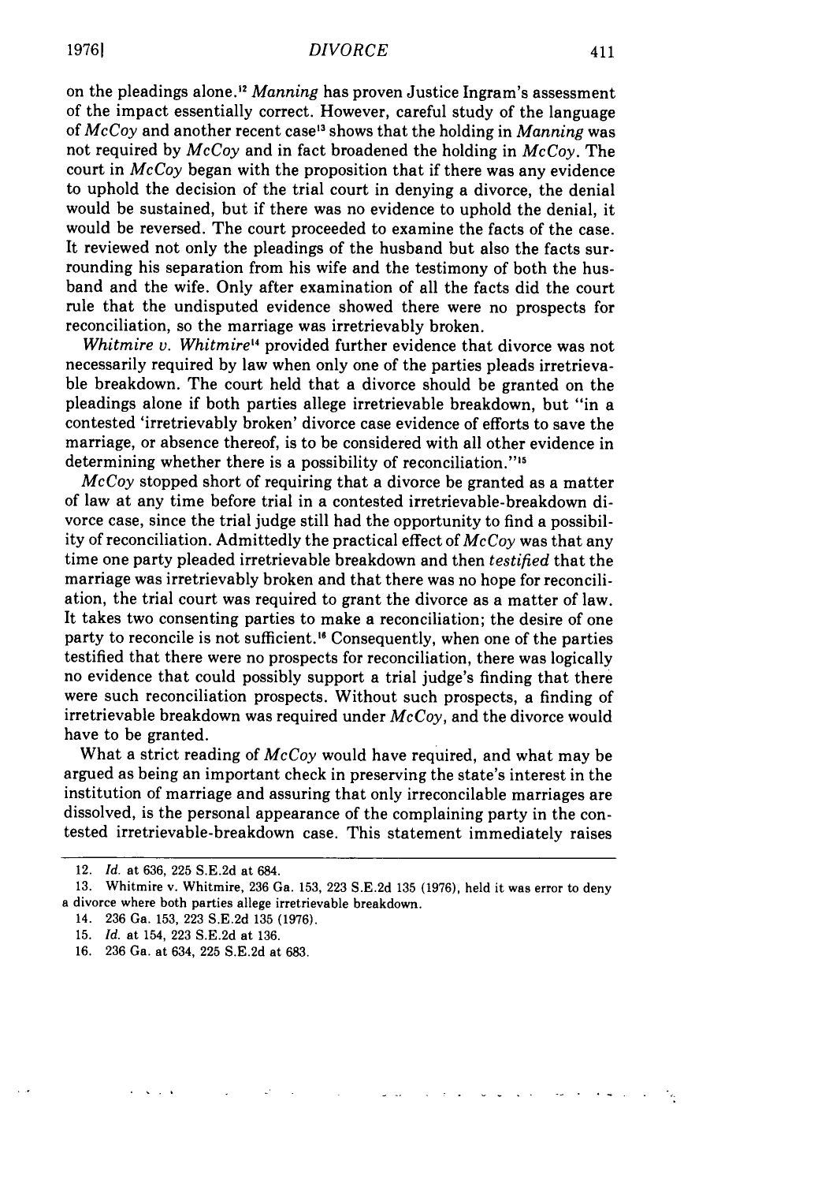on the pleadings alone.[12] *Manning* has proven Justice Ingram's assessment of the impact essentially correct. However, careful study of the language of *McCoy* and another recent case[13] shows that the holding in *Manning* was not required by *McCoy* and in fact broadened the holding in *McCoy*. The court in *McCoy* began with the proposition that if there was any evidence to uphold the decision of the trial court in denying a divorce, the denial would be sustained, but if there was no evidence to uphold the denial, it would be reversed. The court proceeded to examine the facts of the case. It reviewed not only the pleadings of the husband but also the facts surrounding his separation from his wife and the testimony of both the husband and the wife. Only after examination of all the facts did the court rule that the undisputed evidence showed there were no prospects for reconciliation, so the marriage was irretrievably broken.

*Whitmire v. Whitmire*[14] provided further evidence that divorce was not necessarily required by law when only one of the parties pleads irretrievable breakdown. The court held that a divorce should be granted on the pleadings alone if both parties allege irretrievable breakdown, but "in a contested 'irretrievably broken' divorce case evidence of efforts to save the marriage, or absence thereof, is to be considered with all other evidence in determining whether there is a possibility of reconciliation."[15]

*McCoy* stopped short of requiring that a divorce be granted as a matter of law at any time before trial in a contested irretrievable-breakdown divorce case, since the trial judge still had the opportunity to find a possibility of reconciliation. Admittedly the practical effect of *McCoy* was that any time one party pleaded irretrievable breakdown and then *testified* that the marriage was irretrievably broken and that there was no hope for reconciliation, the trial court was required to grant the divorce as a matter of law. It takes two consenting parties to make a reconciliation; the desire of one party to reconcile is not sufficient.[16] Consequently, when one of the parties testified that there were no prospects for reconciliation, there was logically no evidence that could possibly support a trial judge's finding that there were such reconciliation prospects. Without such prospects, a finding of irretrievable breakdown was required under *McCoy*, and the divorce would have to be granted.

What a strict reading of *McCoy* would have required, and what may be argued as being an important check in preserving the state's interest in the institution of marriage and assuring that only irreconcilable marriages are dissolved, is the personal appearance of the complaining party in the contested irretrievable-breakdown case. This statement immediately raises

---

12. *Id.* at 636, 225 S.E.2d at 684.
13. Whitmire v. Whitmire, 236 Ga. 153, 223 S.E.2d 135 (1976), held it was error to deny a divorce where both parties allege irretrievable breakdown.
14. 236 Ga. 153, 223 S.E.2d 135 (1976).
15. *Id.* at 154, 223 S.E.2d at 136.
16. 236 Ga. at 634, 225 S.E.2d at 683.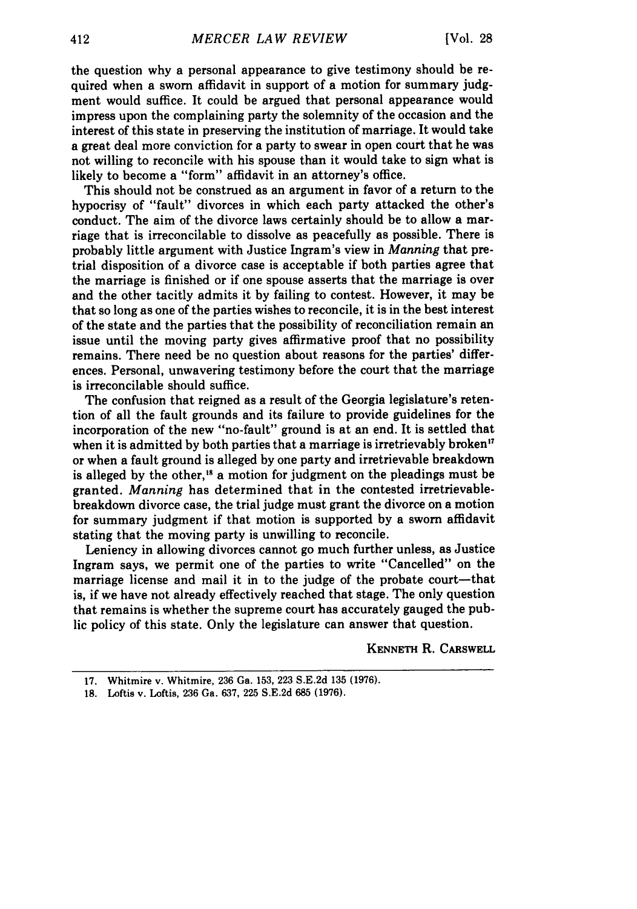the question why a personal appearance to give testimony should be required when a sworn affidavit in support of a motion for summary judgment would suffice. It could be argued that personal appearance would impress upon the complaining party the solemnity of the occasion and the interest of this state in preserving the institution of marriage. It would take a great deal more conviction for a party to swear in open court that he was not willing to reconcile with his spouse than it would take to sign what is likely to become a "form" affidavit in an attorney's office.

This should not be construed as an argument in favor of a return to the hypocrisy of "fault" divorces in which each party attacked the other's conduct. The aim of the divorce laws certainly should be to allow a marriage that is irreconcilable to dissolve as peacefully as possible. There is probably little argument with Justice Ingram's view in *Manning* that pretrial disposition of a divorce case is acceptable if both parties agree that the marriage is finished or if one spouse asserts that the marriage is over and the other tacitly admits it by failing to contest. However, it may be that so long as one of the parties wishes to reconcile, it is in the best interest of the state and the parties that the possibility of reconciliation remain an issue until the moving party gives affirmative proof that no possibility remains. There need be no question about reasons for the parties' differences. Personal, unwavering testimony before the court that the marriage is irreconcilable should suffice.

The confusion that reigned as a result of the Georgia legislature's retention of all the fault grounds and its failure to provide guidelines for the incorporation of the new "no-fault" ground is at an end. It is settled that when it is admitted by both parties that a marriage is irretrievably broken[17] or when a fault ground is alleged by one party and irretrievable breakdown is alleged by the other,[18] a motion for judgment on the pleadings must be granted. *Manning* has determined that in the contested irretrievable-breakdown divorce case, the trial judge must grant the divorce on a motion for summary judgment if that motion is supported by a sworn affidavit stating that the moving party is unwilling to reconcile.

Leniency in allowing divorces cannot go much further unless, as Justice Ingram says, we permit one of the parties to write "Cancelled" on the marriage license and mail it in to the judge of the probate court—that is, if we have not already effectively reached that stage. The only question that remains is whether the supreme court has accurately gauged the public policy of this state. Only the legislature can answer that question.

KENNETH R. CARSWELL

---

17. Whitmire v. Whitmire, 236 Ga. 153, 223 S.E.2d 135 (1976).

18. Loftis v. Loftis, 236 Ga. 637, 225 S.E.2d 685 (1976).